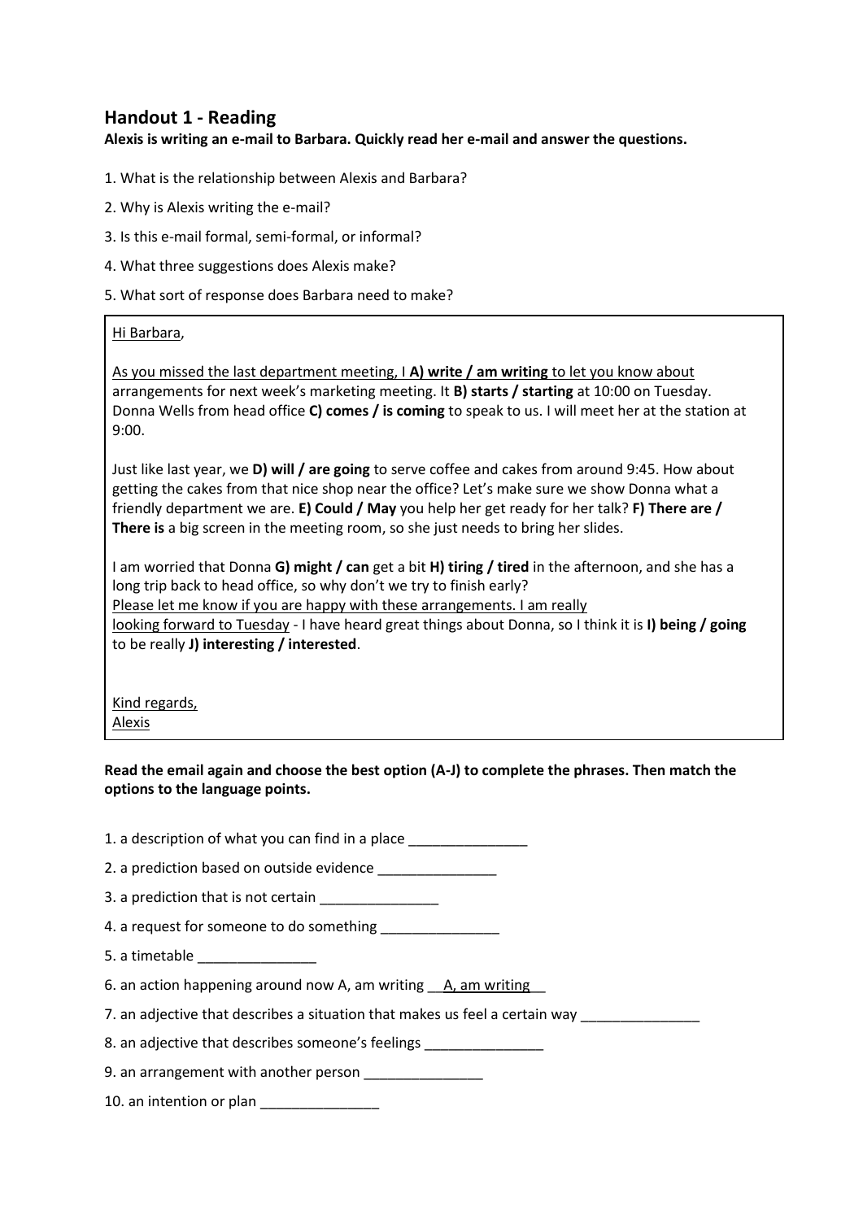## Handout 1 - Reading

**Alexis is writing an e-mail to Barbara. Quickly read her e-mail and answer the questions.**

1. What is the relationship between Alexis and Barbara?
2. Why is Alexis writing the e-mail?
3. Is this e-mail formal, semi-formal, or informal?
4. What three suggestions does Alexis make?
5. What sort of response does Barbara need to make?

---

<u>Hi Barbara</u>,

<u>As you missed the last department meeting, I **A) write / am writing** to let you know about</u> arrangements for next week's marketing meeting. It **B) starts / starting** at 10:00 on Tuesday. Donna Wells from head office **C) comes / is coming** to speak to us. I will meet her at the station at 9:00.

Just like last year, we **D) will / are going** to serve coffee and cakes from around 9:45. How about getting the cakes from that nice shop near the office? Let's make sure we show Donna what a friendly department we are. **E) Could / May** you help her get ready for her talk? **F) There are / There is** a big screen in the meeting room, so she just needs to bring her slides.

I am worried that Donna **G) might / can** get a bit **H) tiring / tired** in the afternoon, and she has a long trip back to head office, so why don't we try to finish early?
<u>Please let me know if you are happy with these arrangements. I am really looking forward to Tuesday</u> - I have heard great things about Donna, so I think it is **I) being / going** to be really **J) interesting / interested**.

<u>Kind regards,</u>
<u>Alexis</u>

---

**Read the email again and choose the best option (A-J) to complete the phrases. Then match the options to the language points.**

1. a description of what you can find in a place _______________
2. a prediction based on outside evidence _______________
3. a prediction that is not certain _______________
4. a request for someone to do something _______________
5. a timetable _______________
6. an action happening around now A, am writing __<u>A, am writing</u>__
7. an adjective that describes a situation that makes us feel a certain way _______________
8. an adjective that describes someone's feelings _______________
9. an arrangement with another person _______________
10. an intention or plan _______________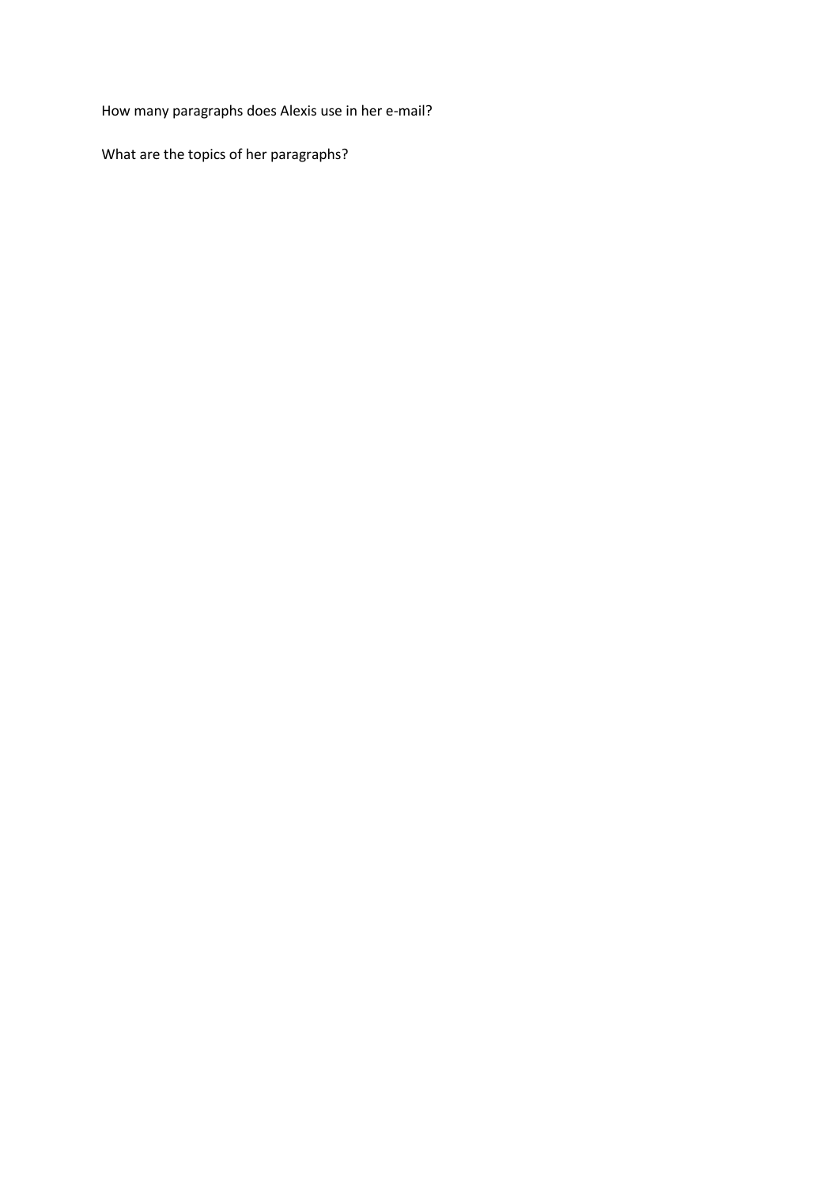How many paragraphs does Alexis use in her e-mail?

What are the topics of her paragraphs?